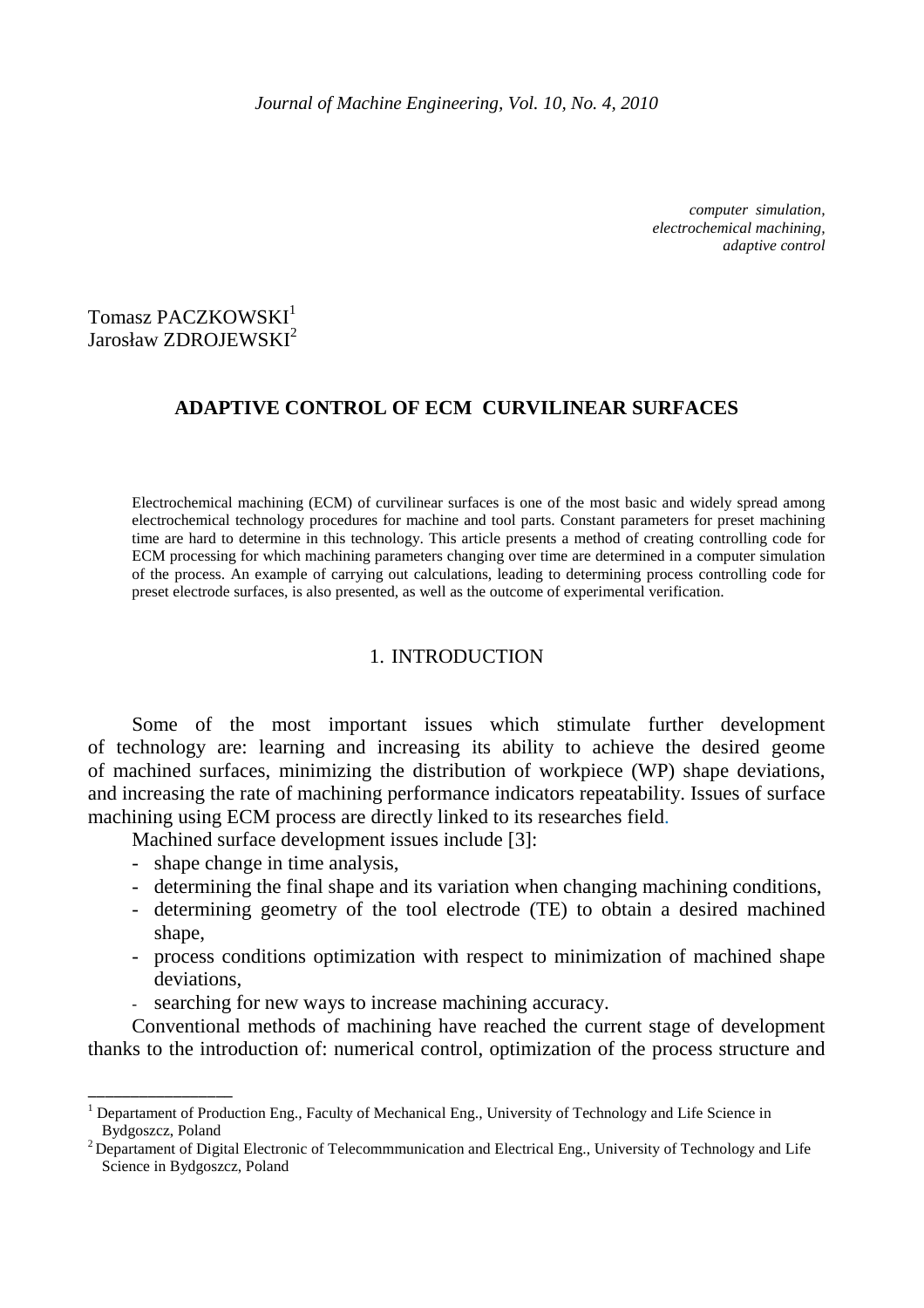*computer simulation,*
*electrochemical machining,*
*adaptive control*

Tomasz PACZKOWSKI[1]
Jarosław ZDROJEWSKI[2]

# ADAPTIVE CONTROL OF ECM CURVILINEAR SURFACES

Electrochemical machining (ECM) of curvilinear surfaces is one of the most basic and widely spread among electrochemical technology procedures for machine and tool parts. Constant parameters for preset machining time are hard to determine in this technology. This article presents a method of creating controlling code for ECM processing for which machining parameters changing over time are determined in a computer simulation of the process. An example of carrying out calculations, leading to determining process controlling code for preset electrode surfaces, is also presented, as well as the outcome of experimental verification.

## 1. INTRODUCTION

Some of the most important issues which stimulate further development of technology are: learning and increasing its ability to achieve the desired geome of machined surfaces, minimizing the distribution of workpiece (WP) shape deviations, and increasing the rate of machining performance indicators repeatability. Issues of surface machining using ECM process are directly linked to its researches field.

Machined surface development issues include [3]:

- shape change in time analysis,
- determining the final shape and its variation when changing machining conditions,
- determining geometry of the tool electrode (TE) to obtain a desired machined shape,
- process conditions optimization with respect to minimization of machined shape deviations,
- searching for new ways to increase machining accuracy.

Conventional methods of machining have reached the current stage of development thanks to the introduction of: numerical control, optimization of the process structure and

---

[1] Departament of Production Eng., Faculty of Mechanical Eng., University of Technology and Life Science in Bydgoszcz, Poland

[2] Departament of Digital Electronic of Telecommmunication and Electrical Eng., University of Technology and Life Science in Bydgoszcz, Poland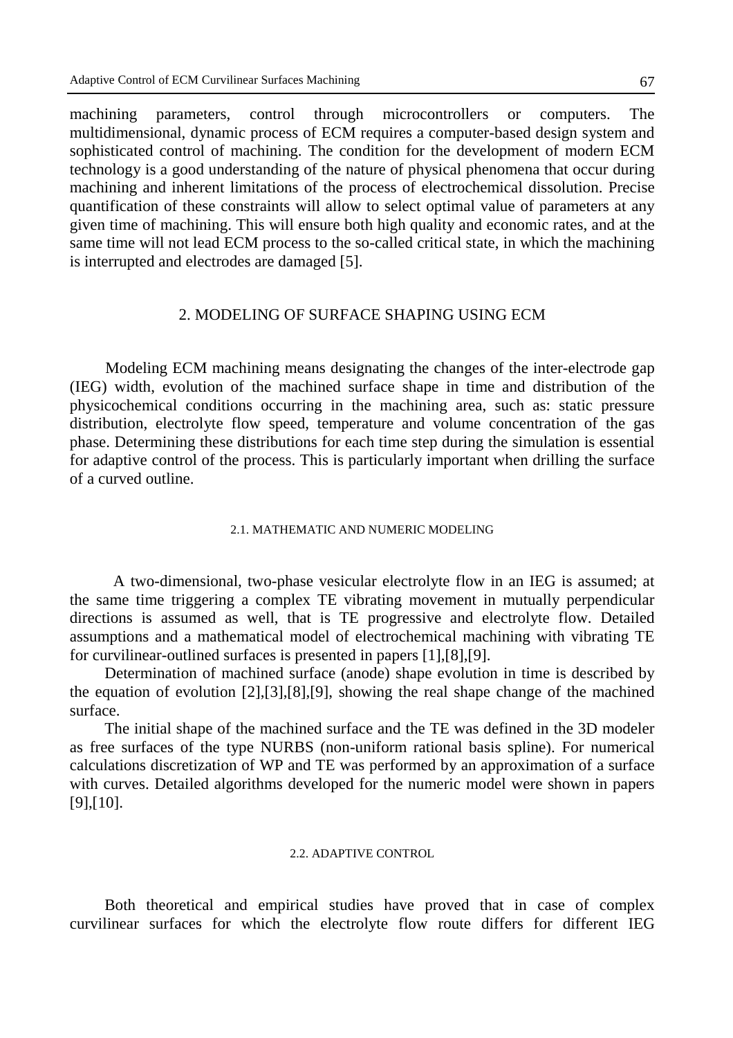machining parameters, control through microcontrollers or computers. The multidimensional, dynamic process of ECM requires a computer-based design system and sophisticated control of machining. The condition for the development of modern ECM technology is a good understanding of the nature of physical phenomena that occur during machining and inherent limitations of the process of electrochemical dissolution. Precise quantification of these constraints will allow to select optimal value of parameters at any given time of machining. This will ensure both high quality and economic rates, and at the same time will not lead ECM process to the so-called critical state, in which the machining is interrupted and electrodes are damaged [5].

## 2. MODELING OF SURFACE SHAPING USING ECM

Modeling ECM machining means designating the changes of the inter-electrode gap (IEG) width, evolution of the machined surface shape in time and distribution of the physicochemical conditions occurring in the machining area, such as: static pressure distribution, electrolyte flow speed, temperature and volume concentration of the gas phase. Determining these distributions for each time step during the simulation is essential for adaptive control of the process. This is particularly important when drilling the surface of a curved outline.

### 2.1. MATHEMATIC AND NUMERIC MODELING

A two-dimensional, two-phase vesicular electrolyte flow in an IEG is assumed; at the same time triggering a complex TE vibrating movement in mutually perpendicular directions is assumed as well, that is TE progressive and electrolyte flow. Detailed assumptions and a mathematical model of electrochemical machining with vibrating TE for curvilinear-outlined surfaces is presented in papers [1],[8],[9].

Determination of machined surface (anode) shape evolution in time is described by the equation of evolution [2],[3],[8],[9], showing the real shape change of the machined surface.

The initial shape of the machined surface and the TE was defined in the 3D modeler as free surfaces of the type NURBS (non-uniform rational basis spline). For numerical calculations discretization of WP and TE was performed by an approximation of a surface with curves. Detailed algorithms developed for the numeric model were shown in papers [9],[10].

### 2.2. ADAPTIVE CONTROL

Both theoretical and empirical studies have proved that in case of complex curvilinear surfaces for which the electrolyte flow route differs for different IEG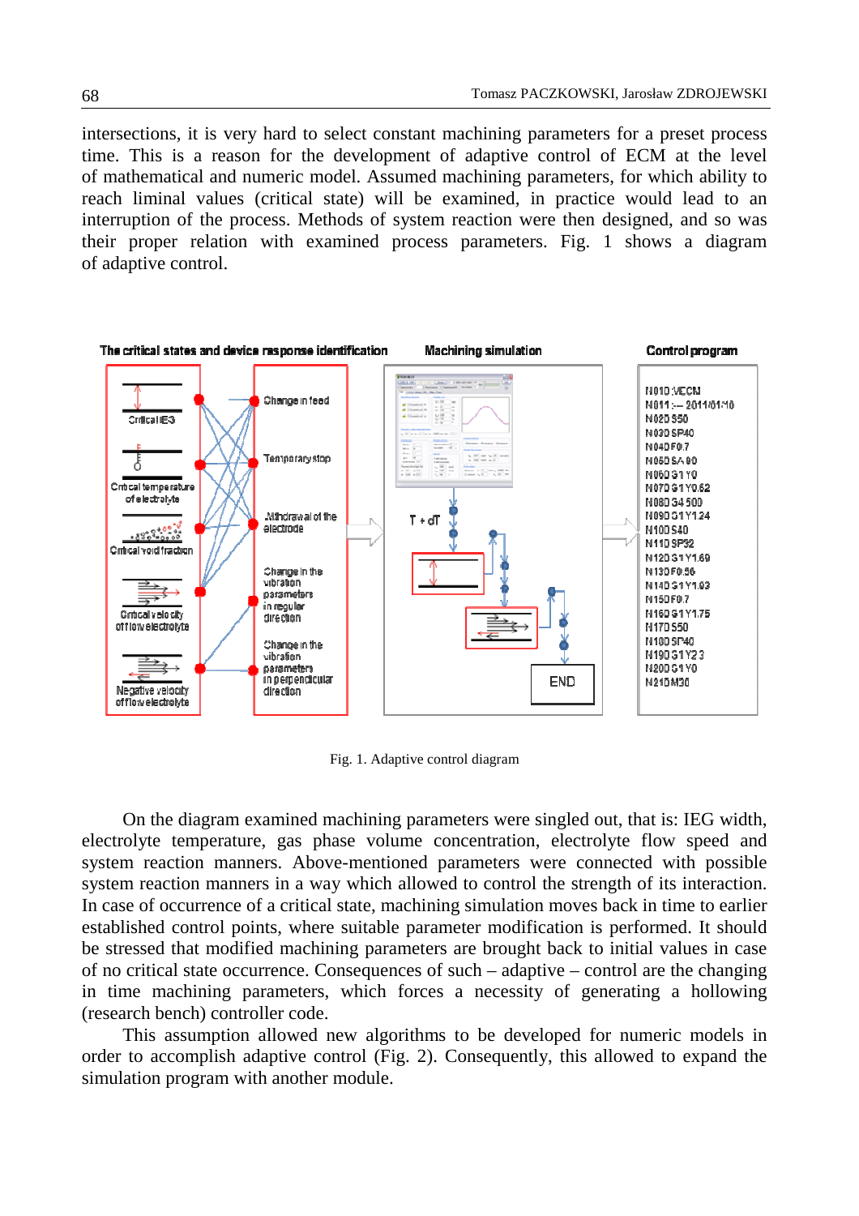intersections, it is very hard to select constant machining parameters for a preset process time. This is a reason for the development of adaptive control of ECM at the level of mathematical and numeric model. Assumed machining parameters, for which ability to reach liminal values (critical state) will be examined, in practice would lead to an interruption of the process. Methods of system reaction were then designed, and so was their proper relation with examined process parameters. Fig. 1 shows a diagram of adaptive control.

Fig. 1. Adaptive control diagram

On the diagram examined machining parameters were singled out, that is: IEG width, electrolyte temperature, gas phase volume concentration, electrolyte flow speed and system reaction manners. Above-mentioned parameters were connected with possible system reaction manners in a way which allowed to control the strength of its interaction. In case of occurrence of a critical state, machining simulation moves back in time to earlier established control points, where suitable parameter modification is performed. It should be stressed that modified machining parameters are brought back to initial values in case of no critical state occurrence. Consequences of such – adaptive – control are the changing in time machining parameters, which forces a necessity of generating a hollowing (research bench) controller code.

This assumption allowed new algorithms to be developed for numeric models in order to accomplish adaptive control (Fig. 2). Consequently, this allowed to expand the simulation program with another module.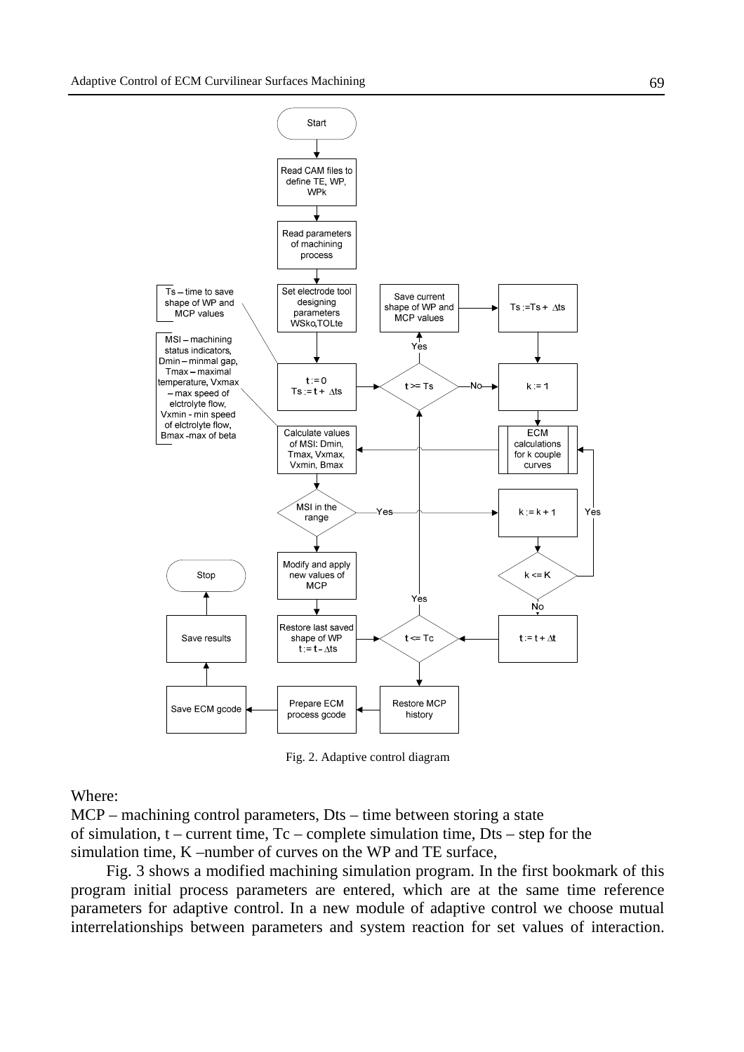Fig. 2. Adaptive control diagram

Where:

MCP – machining control parameters, Dts – time between storing a state of simulation, t – current time, Tc – complete simulation time, Dts – step for the simulation time, K –number of curves on the WP and TE surface,

Fig. 3 shows a modified machining simulation program. In the first bookmark of this program initial process parameters are entered, which are at the same time reference parameters for adaptive control. In a new module of adaptive control we choose mutual interrelationships between parameters and system reaction for set values of interaction.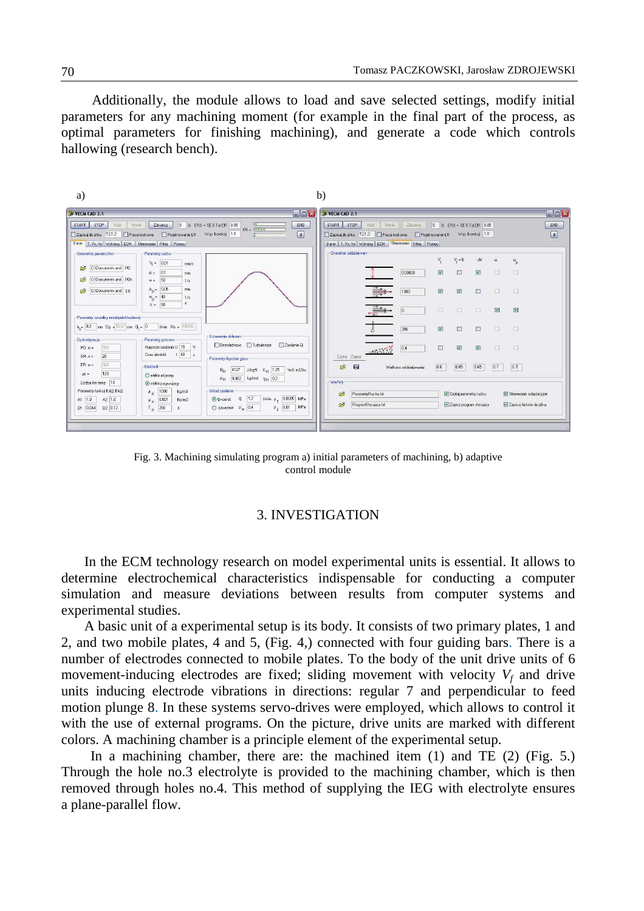Additionally, the module allows to load and save selected settings, modify initial parameters for any machining moment (for example in the final part of the process, as optimal parameters for finishing machining), and generate a code which controls hallowing (research bench).

Fig. 3. Machining simulating program a) initial parameters of machining, b) adaptive control module

## 3. INVESTIGATION

In the ECM technology research on model experimental units is essential. It allows to determine electrochemical characteristics indispensable for conducting a computer simulation and measure deviations between results from computer systems and experimental studies.

A basic unit of a experimental setup is its body. It consists of two primary plates, 1 and 2, and two mobile plates, 4 and 5, (Fig. 4,) connected with four guiding bars. There is a number of electrodes connected to mobile plates. To the body of the unit drive units of 6 movement-inducing electrodes are fixed; sliding movement with velocity $V_f$ and drive units inducing electrode vibrations in directions: regular 7 and perpendicular to feed motion plunge 8. In these systems servo-drives were employed, which allows to control it with the use of external programs. On the picture, drive units are marked with different colors. A machining chamber is a principle element of the experimental setup.

In a machining chamber, there are: the machined item (1) and TE (2) (Fig. 5.) Through the hole no.3 electrolyte is provided to the machining chamber, which is then removed through holes no.4. This method of supplying the IEG with electrolyte ensures a plane-parallel flow.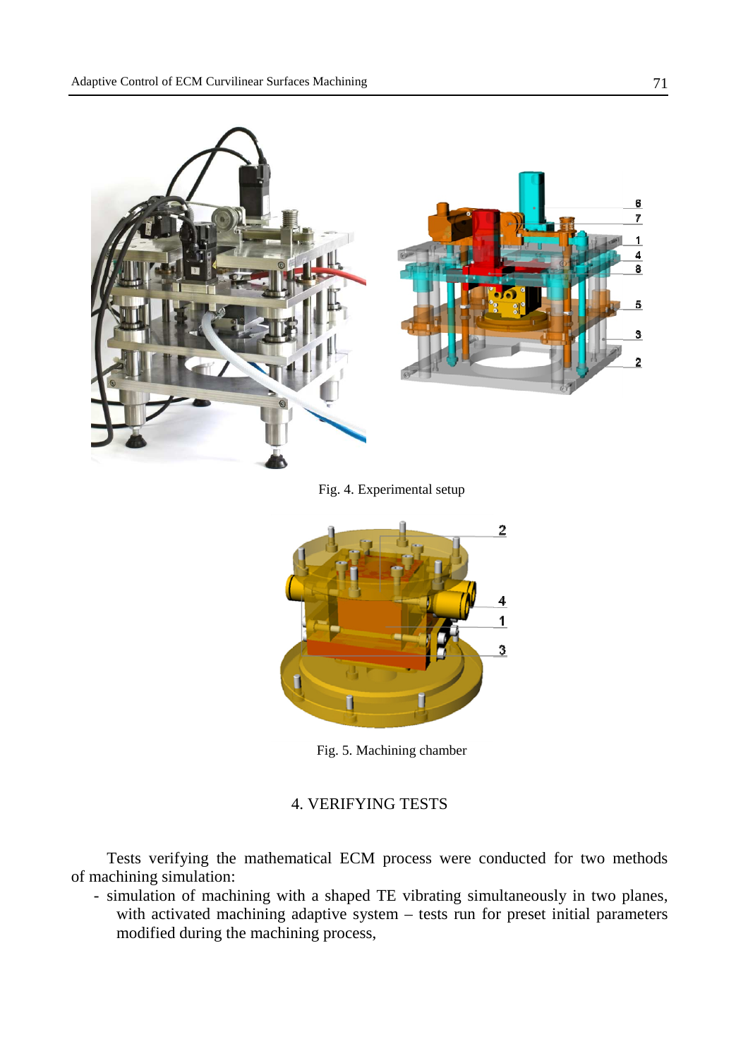Fig. 4. Experimental setup

Fig. 5. Machining chamber

## 4. VERIFYING TESTS

Tests verifying the mathematical ECM process were conducted for two methods of machining simulation:

- simulation of machining with a shaped TE vibrating simultaneously in two planes, with activated machining adaptive system – tests run for preset initial parameters modified during the machining process,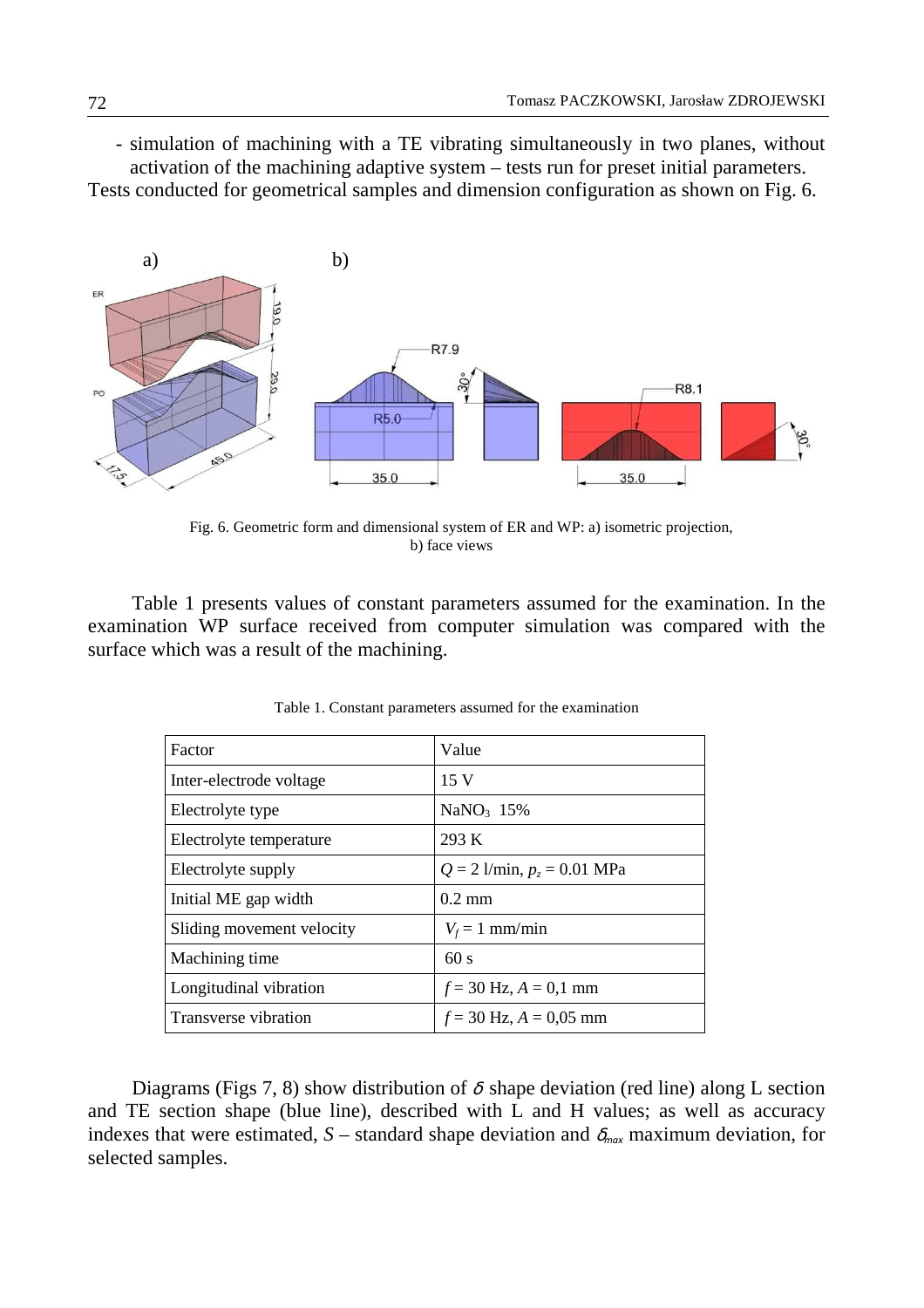- simulation of machining with a TE vibrating simultaneously in two planes, without activation of the machining adaptive system – tests run for preset initial parameters.

Tests conducted for geometrical samples and dimension configuration as shown on Fig. 6.

Fig. 6. Geometric form and dimensional system of ER and WP: a) isometric projection, b) face views

Table 1 presents values of constant parameters assumed for the examination. In the examination WP surface received from computer simulation was compared with the surface which was a result of the machining.

Table 1. Constant parameters assumed for the examination

| Factor | Value |
|---|---|
| Inter-electrode voltage | 15 V |
| Electrolyte type | $NaNO_3$ 15% |
| Electrolyte temperature | 293 K |
| Electrolyte supply | $Q$ = 2 l/min, $p_z$ = 0.01 MPa |
| Initial ME gap width | 0.2 mm |
| Sliding movement velocity | $V_f$ = 1 mm/min |
| Machining time | 60 s |
| Longitudinal vibration | $f$ = 30 Hz, $A$ = 0,1 mm |
| Transverse vibration | $f$ = 30 Hz, $A$ = 0,05 mm |

Diagrams (Figs 7, 8) show distribution of $\delta$ shape deviation (red line) along L section and TE section shape (blue line), described with L and H values; as well as accuracy indexes that were estimated, $S$ – standard shape deviation and $\delta_{max}$ maximum deviation, for selected samples.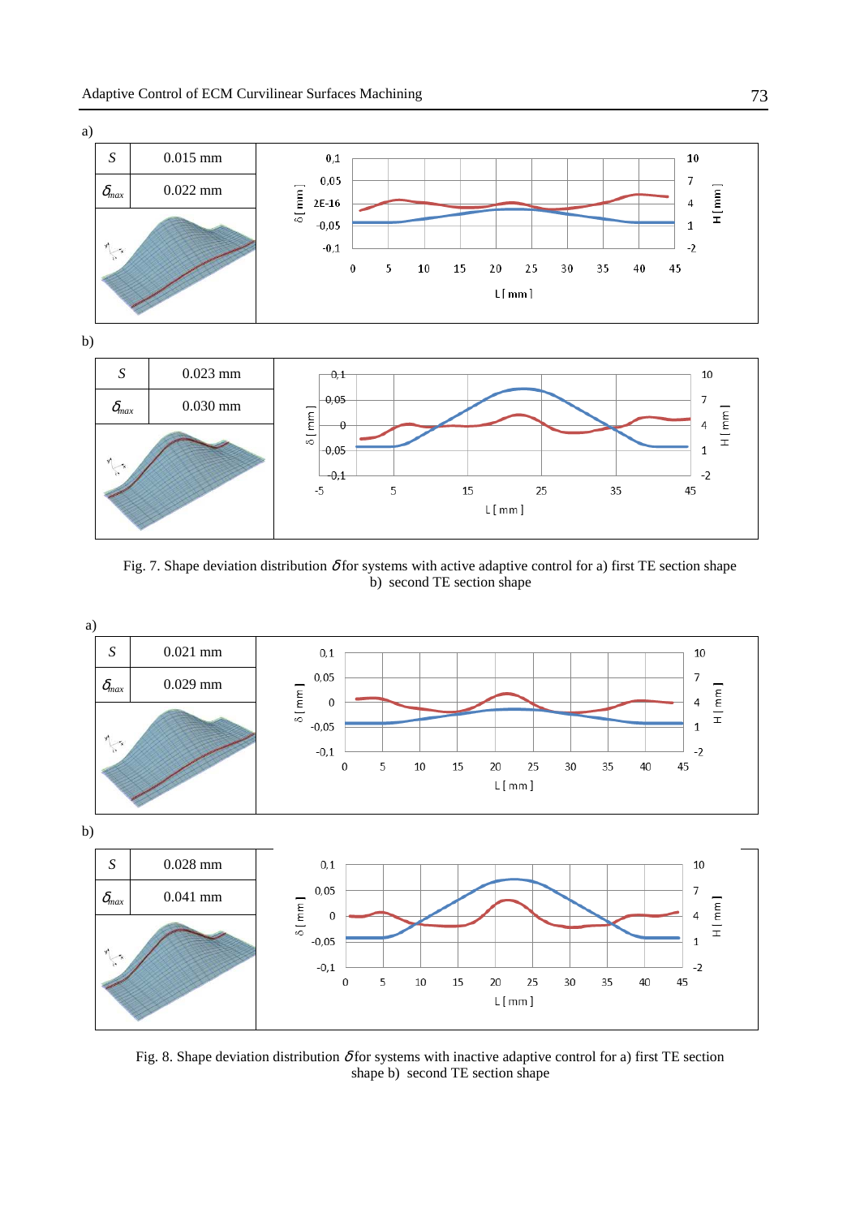a)

| $S$ | 0.015 mm |
|---|---|
| $\delta_{max}$ | 0.022 mm |

b)

| $S$ | 0.023 mm |
|---|---|
| $\delta_{max}$ | 0.030 mm |

Fig. 7. Shape deviation distribution $\delta$ for systems with active adaptive control for a) first TE section shape b) second TE section shape

a)

| $S$ | 0.021 mm |
|---|---|
| $\delta_{max}$ | 0.029 mm |

b)

| $S$ | 0.028 mm |
|---|---|
| $\delta_{max}$ | 0.041 mm |

Fig. 8. Shape deviation distribution $\delta$ for systems with inactive adaptive control for a) first TE section shape b) second TE section shape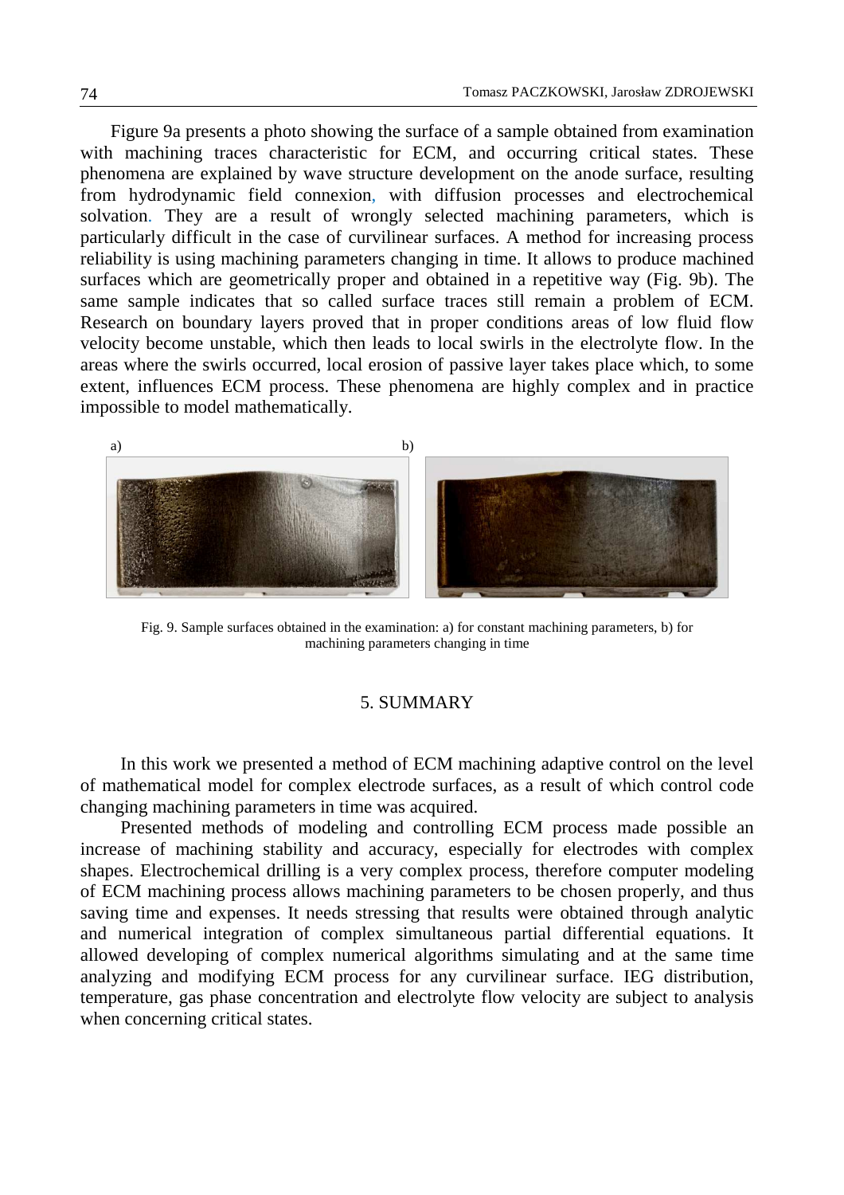Figure 9a presents a photo showing the surface of a sample obtained from examination with machining traces characteristic for ECM, and occurring critical states. These phenomena are explained by wave structure development on the anode surface, resulting from hydrodynamic field connexion, with diffusion processes and electrochemical solvation. They are a result of wrongly selected machining parameters, which is particularly difficult in the case of curvilinear surfaces. A method for increasing process reliability is using machining parameters changing in time. It allows to produce machined surfaces which are geometrically proper and obtained in a repetitive way (Fig. 9b). The same sample indicates that so called surface traces still remain a problem of ECM. Research on boundary layers proved that in proper conditions areas of low fluid flow velocity become unstable, which then leads to local swirls in the electrolyte flow. In the areas where the swirls occurred, local erosion of passive layer takes place which, to some extent, influences ECM process. These phenomena are highly complex and in practice impossible to model mathematically.

a) b)

Fig. 9. Sample surfaces obtained in the examination: a) for constant machining parameters, b) for machining parameters changing in time

## 5. SUMMARY

In this work we presented a method of ECM machining adaptive control on the level of mathematical model for complex electrode surfaces, as a result of which control code changing machining parameters in time was acquired.

Presented methods of modeling and controlling ECM process made possible an increase of machining stability and accuracy, especially for electrodes with complex shapes. Electrochemical drilling is a very complex process, therefore computer modeling of ECM machining process allows machining parameters to be chosen properly, and thus saving time and expenses. It needs stressing that results were obtained through analytic and numerical integration of complex simultaneous partial differential equations. It allowed developing of complex numerical algorithms simulating and at the same time analyzing and modifying ECM process for any curvilinear surface. IEG distribution, temperature, gas phase concentration and electrolyte flow velocity are subject to analysis when concerning critical states.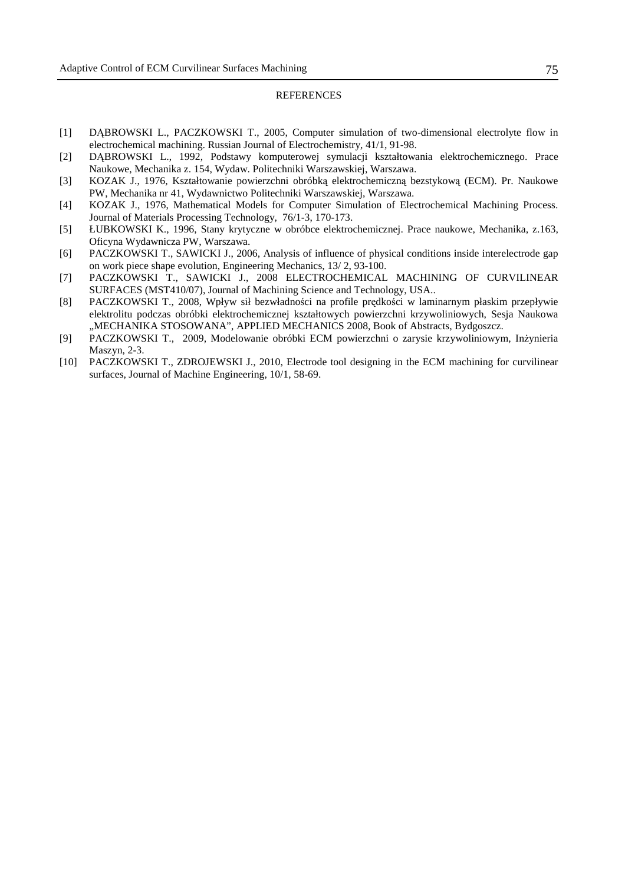## REFERENCES

[1] DĄBROWSKI L., PACZKOWSKI T., 2005, Computer simulation of two-dimensional electrolyte flow in electrochemical machining. Russian Journal of Electrochemistry, 41/1, 91-98.

[2] DĄBROWSKI L., 1992, Podstawy komputerowej symulacji kształtowania elektrochemicznego. Prace Naukowe, Mechanika z. 154, Wydaw. Politechniki Warszawskiej, Warszawa.

[3] KOZAK J., 1976, Kształtowanie powierzchni obróbką elektrochemiczną bezstykową (ECM). Pr. Naukowe PW, Mechanika nr 41, Wydawnictwo Politechniki Warszawskiej, Warszawa.

[4] KOZAK J., 1976, Mathematical Models for Computer Simulation of Electrochemical Machining Process. Journal of Materials Processing Technology, 76/1-3, 170-173.

[5] ŁUBKOWSKI K., 1996, Stany krytyczne w obróbce elektrochemicznej. Prace naukowe, Mechanika, z.163, Oficyna Wydawnicza PW, Warszawa.

[6] PACZKOWSKI T., SAWICKI J., 2006, Analysis of influence of physical conditions inside interelectrode gap on work piece shape evolution, Engineering Mechanics, 13/ 2, 93-100.

[7] PACZKOWSKI T., SAWICKI J., 2008 ELECTROCHEMICAL MACHINING OF CURVILINEAR SURFACES (MST410/07), Journal of Machining Science and Technology, USA..

[8] PACZKOWSKI T., 2008, Wpływ sił bezwładności na profile prędkości w laminarnym płaskim przepływie elektrolitu podczas obróbki elektrochemicznej kształtowych powierzchni krzywoliniowych, Sesja Naukowa „MECHANIKA STOSOWANA", APPLIED MECHANICS 2008, Book of Abstracts, Bydgoszcz.

[9] PACZKOWSKI T., 2009, Modelowanie obróbki ECM powierzchni o zarysie krzywoliniowym, Inżynieria Maszyn, 2-3.

[10] PACZKOWSKI T., ZDROJEWSKI J., 2010, Electrode tool designing in the ECM machining for curvilinear surfaces, Journal of Machine Engineering, 10/1, 58-69.